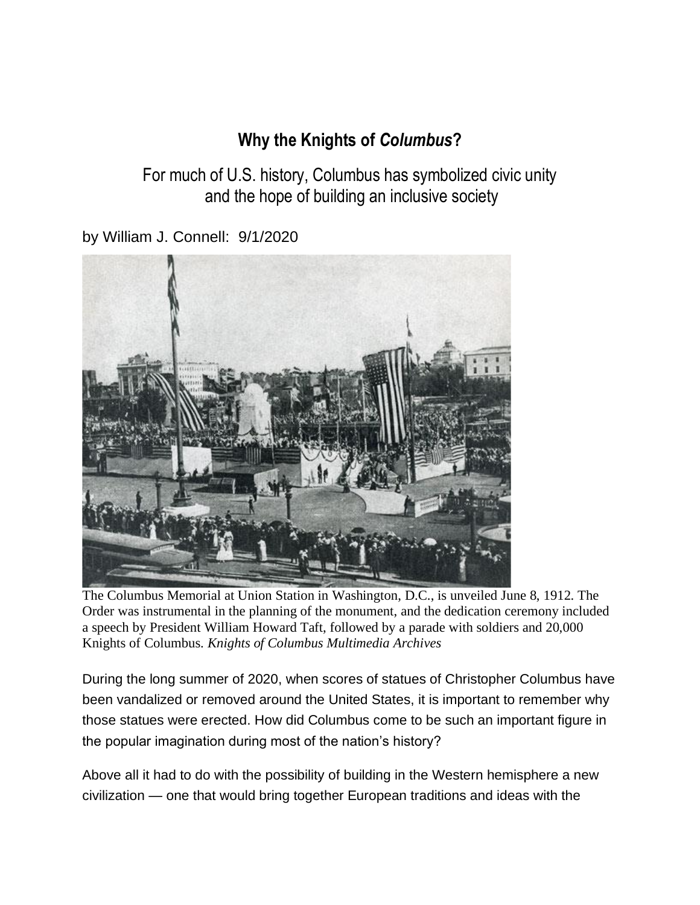# Why the Knights of *Columbus*?

## For much of U.S. history, Columbus has symbolized civic unity and the hope of building an inclusive society

by William J. Connell: 9/1/2020

The Columbus Memorial at Union Station in Washington, D.C., is unveiled June 8, 1912. The Order was instrumental in the planning of the monument, and the dedication ceremony included a speech by President William Howard Taft, followed by a parade with soldiers and 20,000 Knights of Columbus. *Knights of Columbus Multimedia Archives*

During the long summer of 2020, when scores of statues of Christopher Columbus have been vandalized or removed around the United States, it is important to remember why those statues were erected. How did Columbus come to be such an important figure in the popular imagination during most of the nation's history?

Above all it had to do with the possibility of building in the Western hemisphere a new civilization — one that would bring together European traditions and ideas with the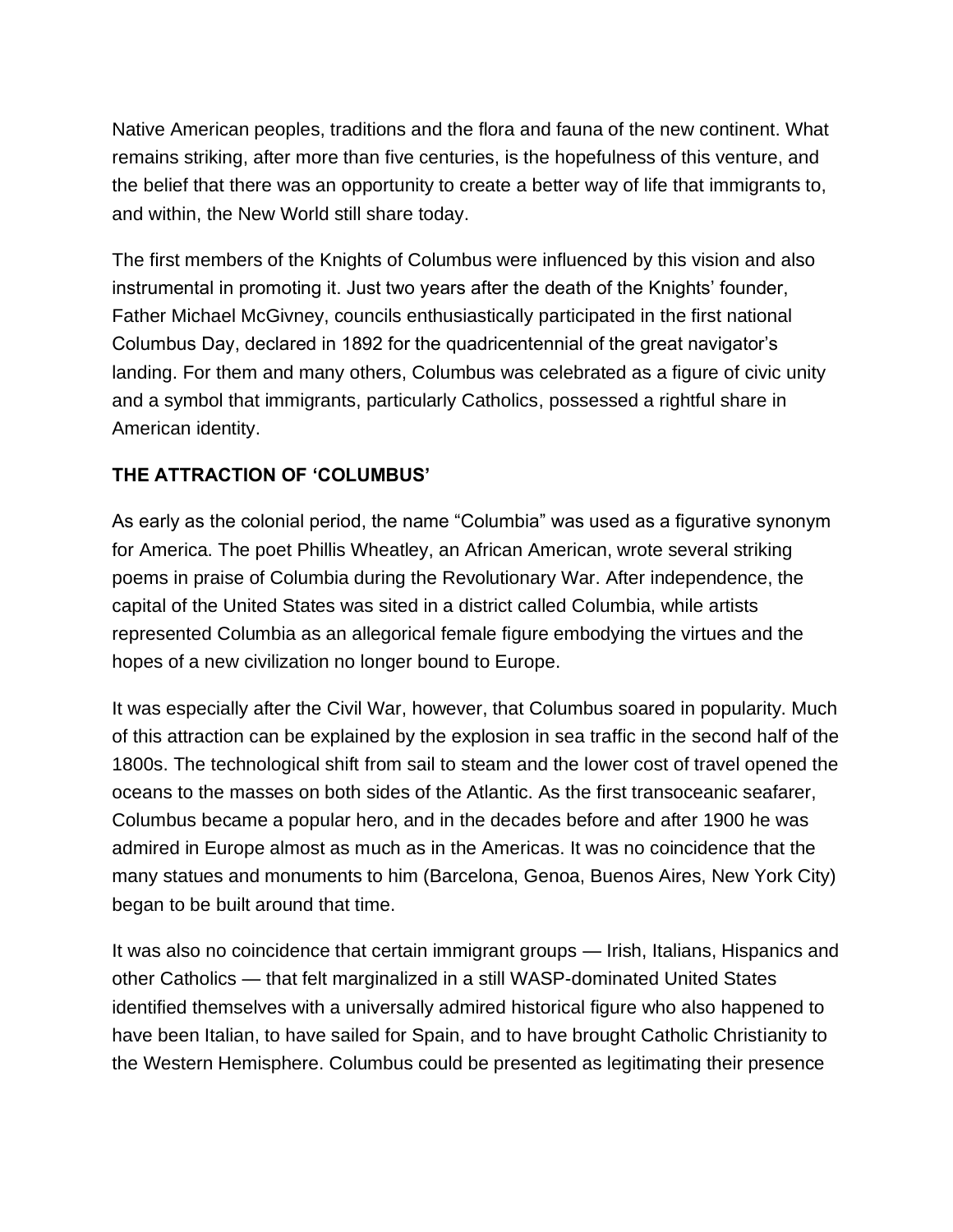Native American peoples, traditions and the flora and fauna of the new continent. What remains striking, after more than five centuries, is the hopefulness of this venture, and the belief that there was an opportunity to create a better way of life that immigrants to, and within, the New World still share today.

The first members of the Knights of Columbus were influenced by this vision and also instrumental in promoting it. Just two years after the death of the Knights' founder, Father Michael McGivney, councils enthusiastically participated in the first national Columbus Day, declared in 1892 for the quadricentennial of the great navigator's landing. For them and many others, Columbus was celebrated as a figure of civic unity and a symbol that immigrants, particularly Catholics, possessed a rightful share in American identity.

## THE ATTRACTION OF 'COLUMBUS'

As early as the colonial period, the name "Columbia" was used as a figurative synonym for America. The poet Phillis Wheatley, an African American, wrote several striking poems in praise of Columbia during the Revolutionary War. After independence, the capital of the United States was sited in a district called Columbia, while artists represented Columbia as an allegorical female figure embodying the virtues and the hopes of a new civilization no longer bound to Europe.

It was especially after the Civil War, however, that Columbus soared in popularity. Much of this attraction can be explained by the explosion in sea traffic in the second half of the 1800s. The technological shift from sail to steam and the lower cost of travel opened the oceans to the masses on both sides of the Atlantic. As the first transoceanic seafarer, Columbus became a popular hero, and in the decades before and after 1900 he was admired in Europe almost as much as in the Americas. It was no coincidence that the many statues and monuments to him (Barcelona, Genoa, Buenos Aires, New York City) began to be built around that time.

It was also no coincidence that certain immigrant groups — Irish, Italians, Hispanics and other Catholics — that felt marginalized in a still WASP-dominated United States identified themselves with a universally admired historical figure who also happened to have been Italian, to have sailed for Spain, and to have brought Catholic Christianity to the Western Hemisphere. Columbus could be presented as legitimating their presence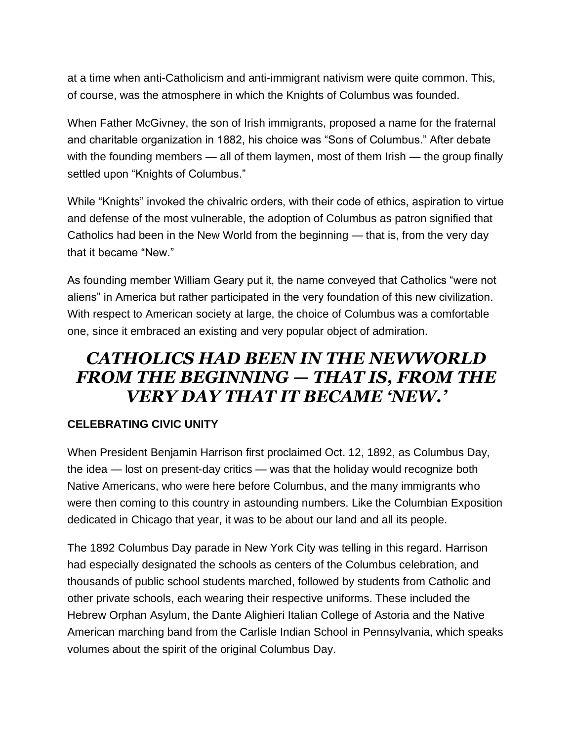at a time when anti-Catholicism and anti-immigrant nativism were quite common. This, of course, was the atmosphere in which the Knights of Columbus was founded.

When Father McGivney, the son of Irish immigrants, proposed a name for the fraternal and charitable organization in 1882, his choice was "Sons of Columbus." After debate with the founding members — all of them laymen, most of them Irish — the group finally settled upon "Knights of Columbus."

While "Knights" invoked the chivalric orders, with their code of ethics, aspiration to virtue and defense of the most vulnerable, the adoption of Columbus as patron signified that Catholics had been in the New World from the beginning — that is, from the very day that it became "New."

As founding member William Geary put it, the name conveyed that Catholics "were not aliens" in America but rather participated in the very foundation of this new civilization. With respect to American society at large, the choice of Columbus was a comfortable one, since it embraced an existing and very popular object of admiration.

## *CATHOLICS HAD BEEN IN THE NEWWORLD FROM THE BEGINNING — THAT IS, FROM THE VERY DAY THAT IT BECAME 'NEW.'*

### CELEBRATING CIVIC UNITY

When President Benjamin Harrison first proclaimed Oct. 12, 1892, as Columbus Day, the idea — lost on present-day critics — was that the holiday would recognize both Native Americans, who were here before Columbus, and the many immigrants who were then coming to this country in astounding numbers. Like the Columbian Exposition dedicated in Chicago that year, it was to be about our land and all its people.

The 1892 Columbus Day parade in New York City was telling in this regard. Harrison had especially designated the schools as centers of the Columbus celebration, and thousands of public school students marched, followed by students from Catholic and other private schools, each wearing their respective uniforms. These included the Hebrew Orphan Asylum, the Dante Alighieri Italian College of Astoria and the Native American marching band from the Carlisle Indian School in Pennsylvania, which speaks volumes about the spirit of the original Columbus Day.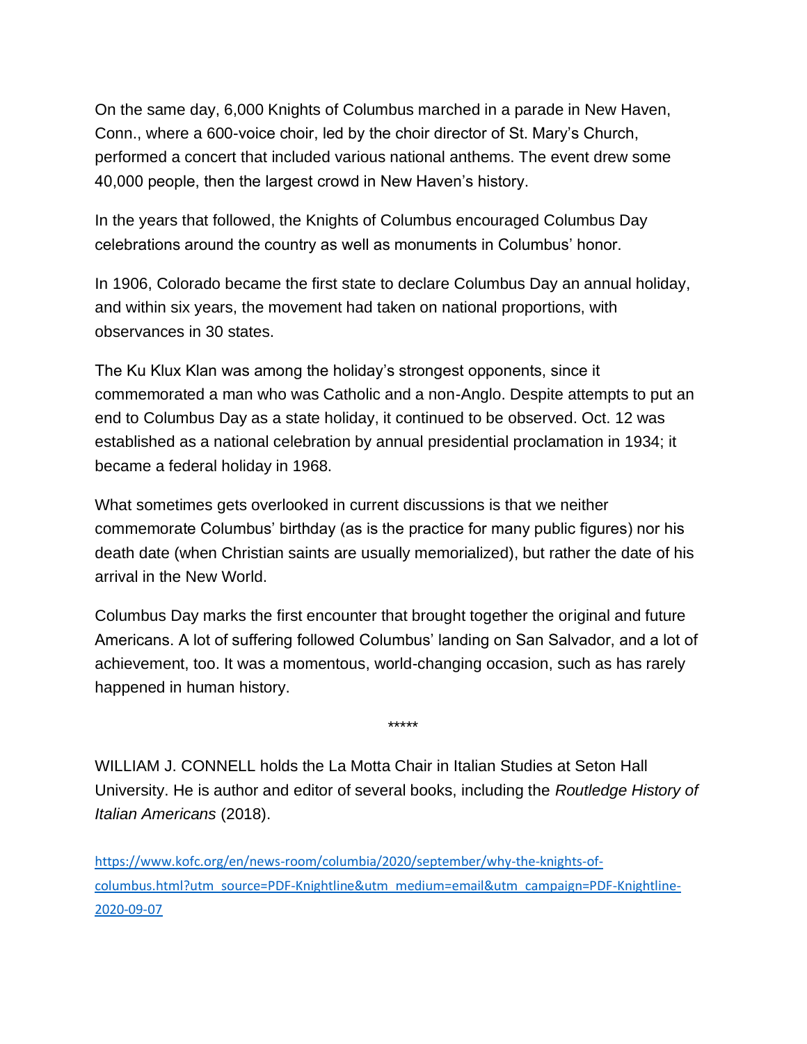On the same day, 6,000 Knights of Columbus marched in a parade in New Haven, Conn., where a 600-voice choir, led by the choir director of St. Mary's Church, performed a concert that included various national anthems. The event drew some 40,000 people, then the largest crowd in New Haven's history.

In the years that followed, the Knights of Columbus encouraged Columbus Day celebrations around the country as well as monuments in Columbus' honor.

In 1906, Colorado became the first state to declare Columbus Day an annual holiday, and within six years, the movement had taken on national proportions, with observances in 30 states.

The Ku Klux Klan was among the holiday's strongest opponents, since it commemorated a man who was Catholic and a non-Anglo. Despite attempts to put an end to Columbus Day as a state holiday, it continued to be observed. Oct. 12 was established as a national celebration by annual presidential proclamation in 1934; it became a federal holiday in 1968.

What sometimes gets overlooked in current discussions is that we neither commemorate Columbus' birthday (as is the practice for many public figures) nor his death date (when Christian saints are usually memorialized), but rather the date of his arrival in the New World.

Columbus Day marks the first encounter that brought together the original and future Americans. A lot of suffering followed Columbus' landing on San Salvador, and a lot of achievement, too. It was a momentous, world-changing occasion, such as has rarely happened in human history.

*****

WILLIAM J. CONNELL holds the La Motta Chair in Italian Studies at Seton Hall University. He is author and editor of several books, including the *Routledge History of Italian Americans* (2018).

https://www.kofc.org/en/news-room/columbia/2020/september/why-the-knights-of-columbus.html?utm_source=PDF-Knightline&utm_medium=email&utm_campaign=PDF-Knightline-2020-09-07